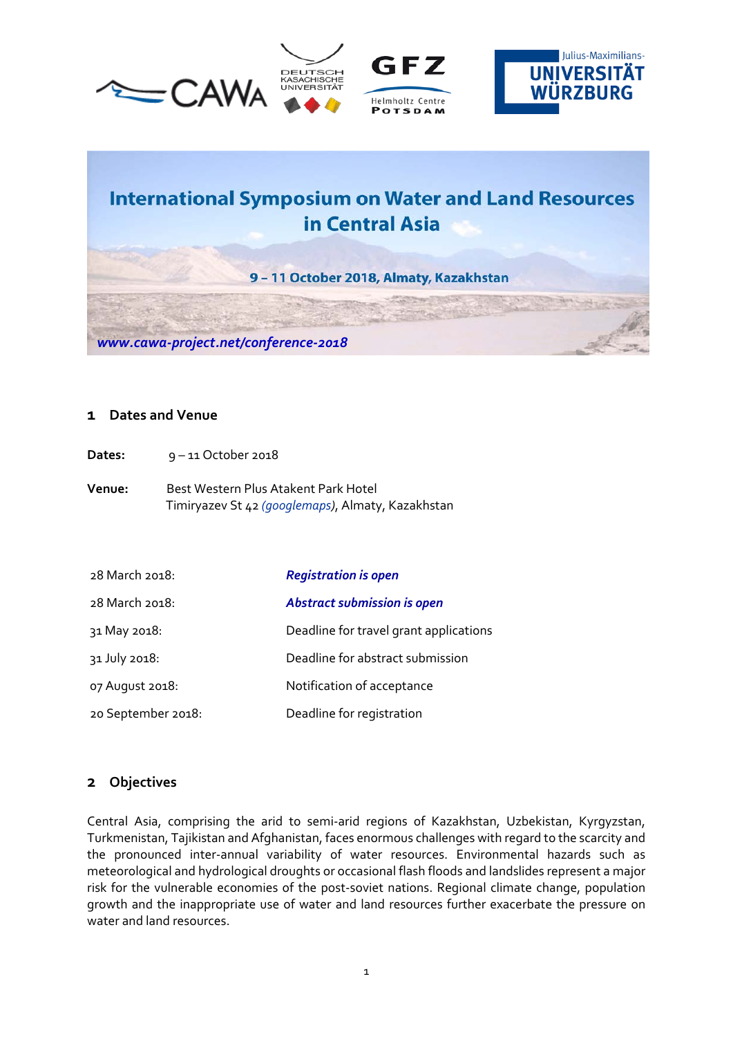# International Symposium on Water and Land Resources in Central Asia

**9 – 11 October 2018, Almaty, Kazakhstan**

*www.cawa-project.net/conference-2018*

## 1 Dates and Venue

**Dates:** 9 – 11 October 2018

**Venue:** Best Western Plus Atakent Park Hotel
Timiryazev St 42 *(googlemaps)*, Almaty, Kazakhstan

| | |
|---|---|
| 28 March 2018: | *Registration is open* |
| 28 March 2018: | *Abstract submission is open* |
| 31 May 2018: | Deadline for travel grant applications |
| 31 July 2018: | Deadline for abstract submission |
| 07 August 2018: | Notification of acceptance |
| 20 September 2018: | Deadline for registration |

## 2 Objectives

Central Asia, comprising the arid to semi-arid regions of Kazakhstan, Uzbekistan, Kyrgyzstan, Turkmenistan, Tajikistan and Afghanistan, faces enormous challenges with regard to the scarcity and the pronounced inter-annual variability of water resources. Environmental hazards such as meteorological and hydrological droughts or occasional flash floods and landslides represent a major risk for the vulnerable economies of the post-soviet nations. Regional climate change, population growth and the inappropriate use of water and land resources further exacerbate the pressure on water and land resources.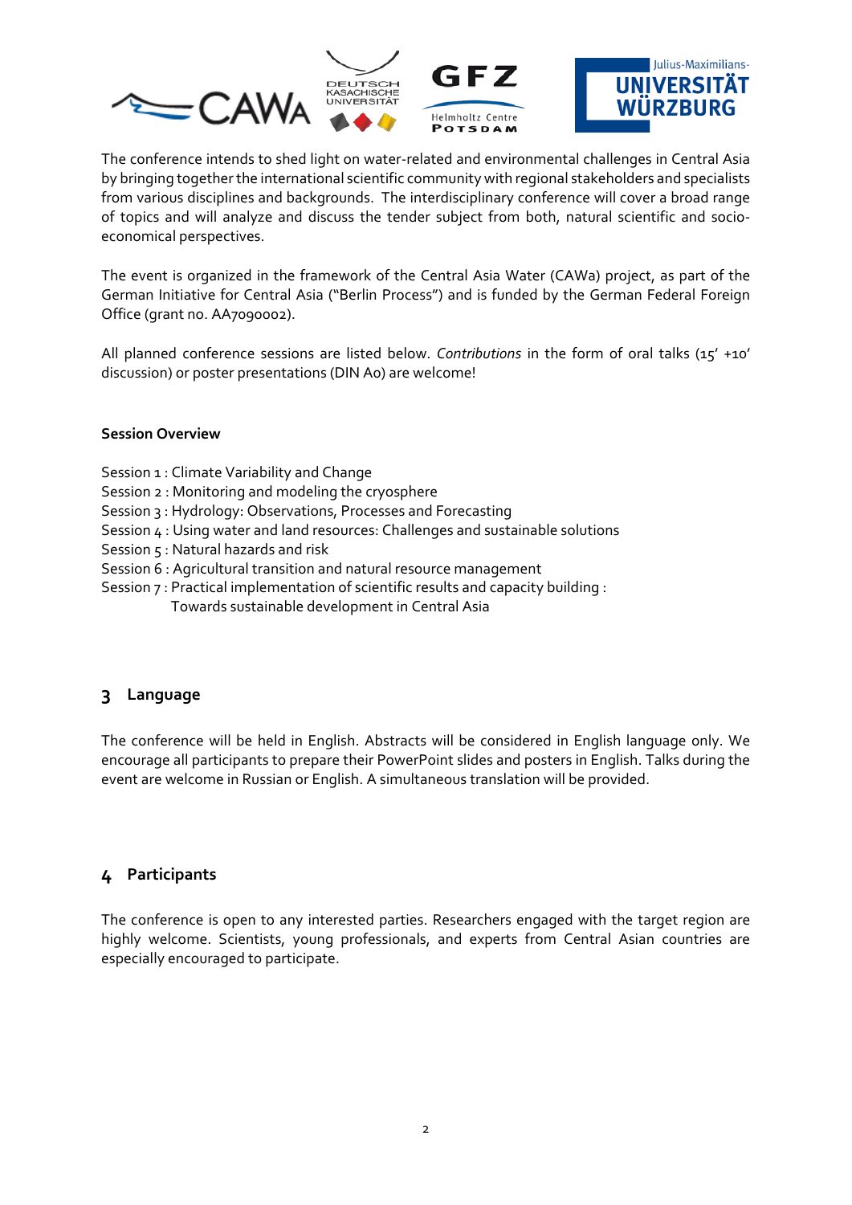The conference intends to shed light on water-related and environmental challenges in Central Asia by bringing together the international scientific community with regional stakeholders and specialists from various disciplines and backgrounds. The interdisciplinary conference will cover a broad range of topics and will analyze and discuss the tender subject from both, natural scientific and socio-economical perspectives.

The event is organized in the framework of the Central Asia Water (CAWa) project, as part of the German Initiative for Central Asia ("Berlin Process") and is funded by the German Federal Foreign Office (grant no. AA7090002).

All planned conference sessions are listed below. *Contributions* in the form of oral talks (15' +10' discussion) or poster presentations (DIN A0) are welcome!

**Session Overview**

Session 1 : Climate Variability and Change
Session 2 : Monitoring and modeling the cryosphere
Session 3 : Hydrology: Observations, Processes and Forecasting
Session 4 : Using water and land resources: Challenges and sustainable solutions
Session 5 : Natural hazards and risk
Session 6 : Agricultural transition and natural resource management
Session 7 : Practical implementation of scientific results and capacity building : Towards sustainable development in Central Asia

## 3 Language

The conference will be held in English. Abstracts will be considered in English language only. We encourage all participants to prepare their PowerPoint slides and posters in English. Talks during the event are welcome in Russian or English. A simultaneous translation will be provided.

## 4 Participants

The conference is open to any interested parties. Researchers engaged with the target region are highly welcome. Scientists, young professionals, and experts from Central Asian countries are especially encouraged to participate.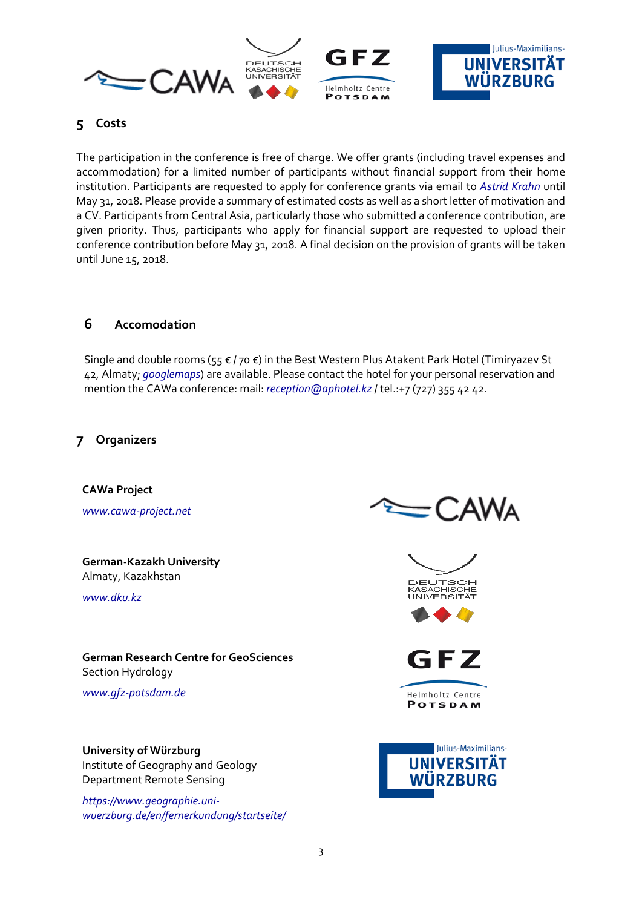## 5 Costs

The participation in the conference is free of charge. We offer grants (including travel expenses and accommodation) for a limited number of participants without financial support from their home institution. Participants are requested to apply for conference grants via email to *Astrid Krahn* until May 31, 2018. Please provide a summary of estimated costs as well as a short letter of motivation and a CV. Participants from Central Asia, particularly those who submitted a conference contribution, are given priority. Thus, participants who apply for financial support are requested to upload their conference contribution before May 31, 2018. A final decision on the provision of grants will be taken until June 15, 2018.

## 6 Accomodation

Single and double rooms (55 € / 70 €) in the Best Western Plus Atakent Park Hotel (Timiryazev St 42, Almaty; *googlemaps*) are available. Please contact the hotel for your personal reservation and mention the CAWa conference: mail: *reception@aphotel.kz* / tel.:+7 (727) 355 42 42.

## 7 Organizers

**CAWa Project**

*www.cawa-project.net*

**German-Kazakh University**
Almaty, Kazakhstan

*www.dku.kz*

**German Research Centre for GeoSciences**
Section Hydrology

*www.gfz-potsdam.de*

**University of Würzburg**
Institute of Geography and Geology
Department Remote Sensing

*https://www.geographie.uni-wuerzburg.de/en/fernerkundung/startseite/*